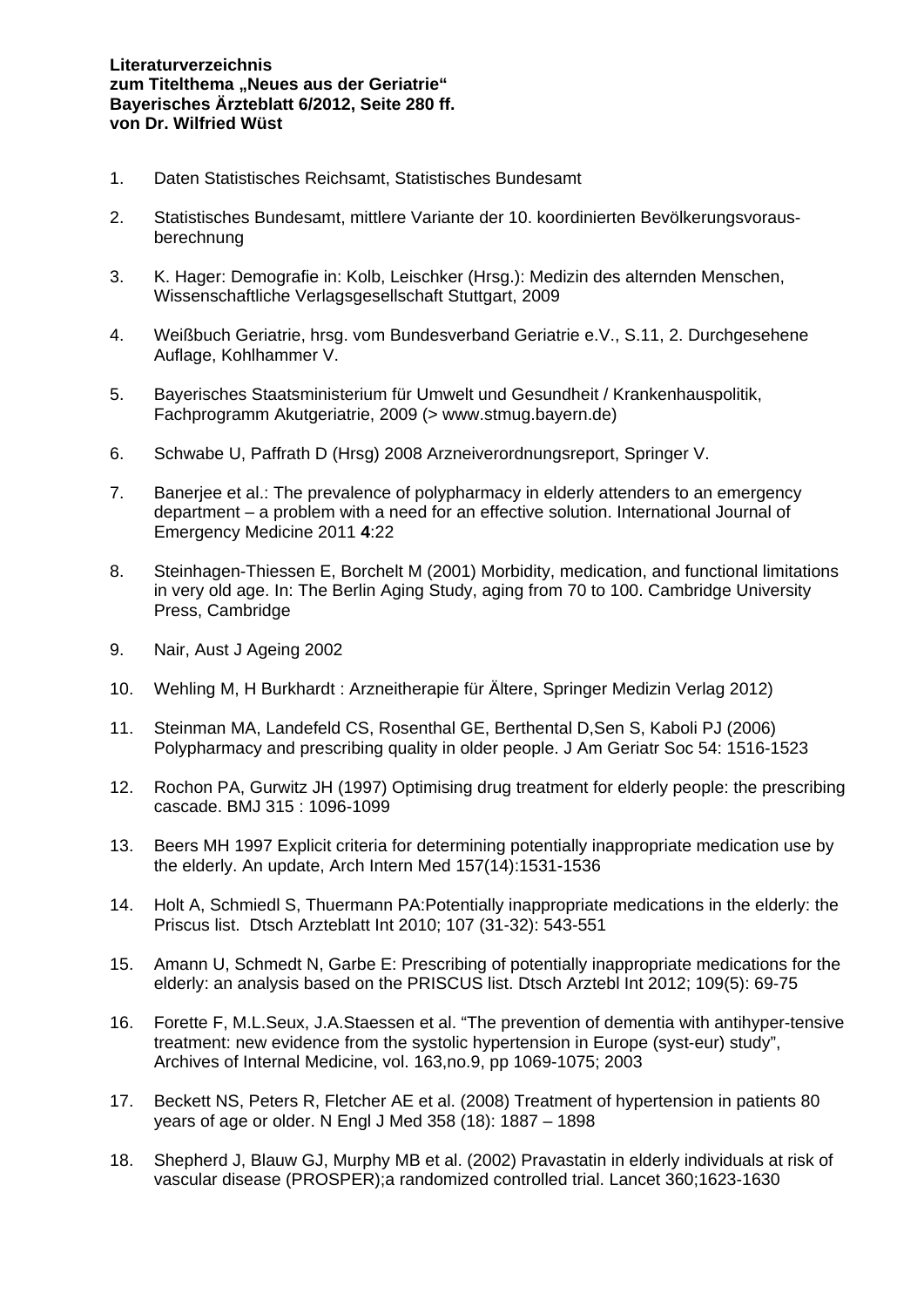**Literaturverzeichnis**
**zum Titelthema „Neues aus der Geriatrie“**
**Bayerisches Ärzteblatt 6/2012, Seite 280 ff.**
**von Dr. Wilfried Wüst**

1. Daten Statistisches Reichsamt, Statistisches Bundesamt

2. Statistisches Bundesamt, mittlere Variante der 10. koordinierten Bevölkerungsvoraus-berechnung

3. K. Hager: Demografie in: Kolb, Leischker (Hrsg.): Medizin des alternden Menschen, Wissenschaftliche Verlagsgesellschaft Stuttgart, 2009

4. Weißbuch Geriatrie, hrsg. vom Bundesverband Geriatrie e.V., S.11, 2. Durchgesehene Auflage, Kohlhammer V.

5. Bayerisches Staatsministerium für Umwelt und Gesundheit / Krankenhauspolitik, Fachprogramm Akutgeriatrie, 2009 (> www.stmug.bayern.de)

6. Schwabe U, Paffrath D (Hrsg) 2008 Arzneiverordnungsreport, Springer V.

7. Banerjee et al.: The prevalence of polypharmacy in elderly attenders to an emergency department – a problem with a need for an effective solution. International Journal of Emergency Medicine 2011 **4**:22

8. Steinhagen-Thiessen E, Borchelt M (2001) Morbidity, medication, and functional limitations in very old age. In: The Berlin Aging Study, aging from 70 to 100. Cambridge University Press, Cambridge

9. Nair, Aust J Ageing 2002

10. Wehling M, H Burkhardt : Arzneitherapie für Ältere, Springer Medizin Verlag 2012)

11. Steinman MA, Landefeld CS, Rosenthal GE, Berthental D,Sen S, Kaboli PJ (2006) Polypharmacy and prescribing quality in older people. J Am Geriatr Soc 54: 1516-1523

12. Rochon PA, Gurwitz JH (1997) Optimising drug treatment for elderly people: the prescribing cascade. BMJ 315 : 1096-1099

13. Beers MH 1997 Explicit criteria for determining potentially inappropriate medication use by the elderly. An update, Arch Intern Med 157(14):1531-1536

14. Holt A, Schmiedl S, Thuermann PA:Potentially inappropriate medications in the elderly: the Priscus list. Dtsch Arzteblatt Int 2010; 107 (31-32): 543-551

15. Amann U, Schmedt N, Garbe E: Prescribing of potentially inappropriate medications for the elderly: an analysis based on the PRISCUS list. Dtsch Arztebl Int 2012; 109(5): 69-75

16. Forette F, M.L.Seux, J.A.Staessen et al. “The prevention of dementia with antihyper-tensive treatment: new evidence from the systolic hypertension in Europe (syst-eur) study”, Archives of Internal Medicine, vol. 163,no.9, pp 1069-1075; 2003

17. Beckett NS, Peters R, Fletcher AE et al. (2008) Treatment of hypertension in patients 80 years of age or older. N Engl J Med 358 (18): 1887 – 1898

18. Shepherd J, Blauw GJ, Murphy MB et al. (2002) Pravastatin in elderly individuals at risk of vascular disease (PROSPER);a randomized controlled trial. Lancet 360;1623-1630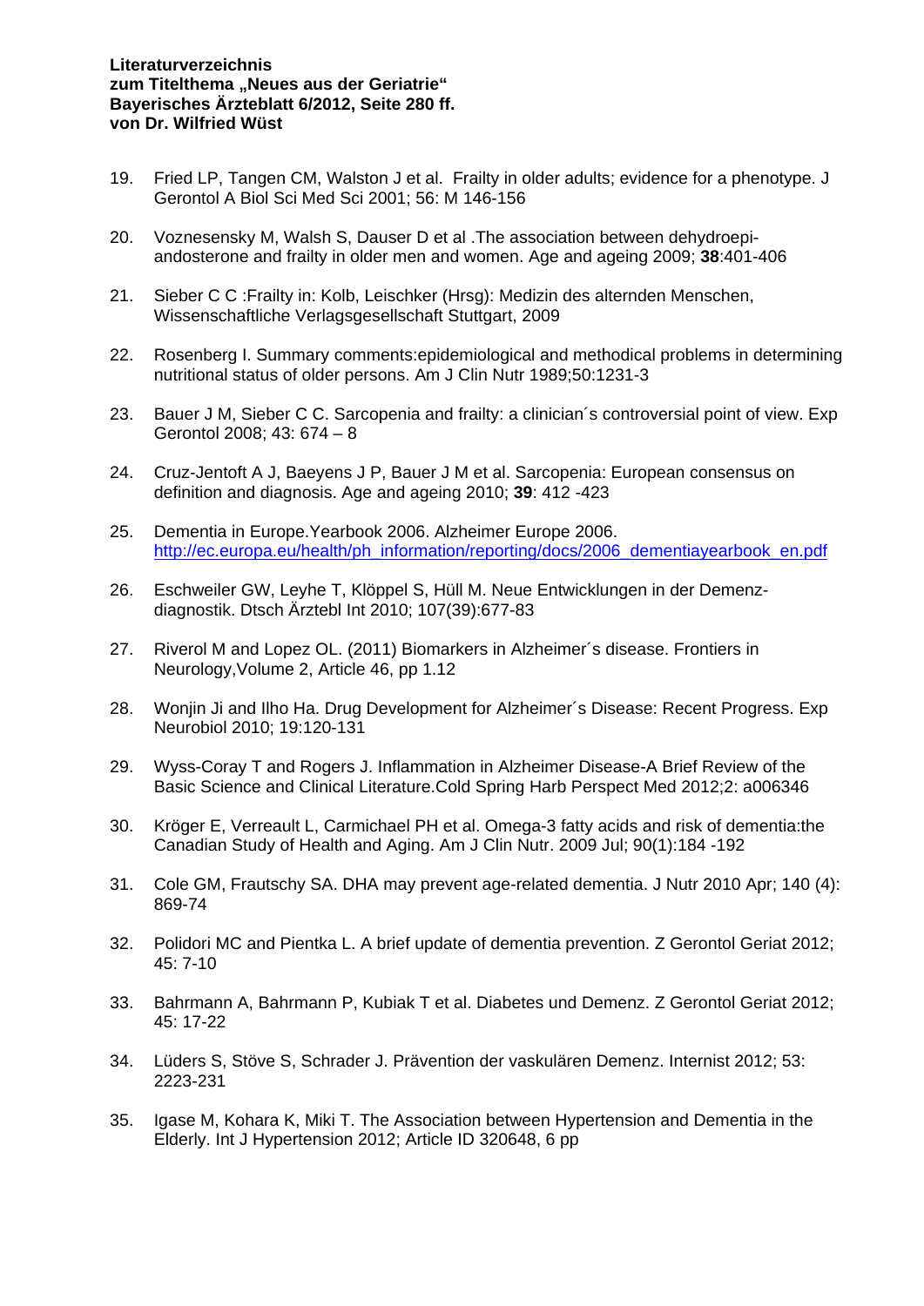**Literaturverzeichnis**
**zum Titelthema „Neues aus der Geriatrie“**
**Bayerisches Ärzteblatt 6/2012, Seite 280 ff.**
**von Dr. Wilfried Wüst**

19. Fried LP, Tangen CM, Walston J et al. Frailty in older adults; evidence for a phenotype. J Gerontol A Biol Sci Med Sci 2001; 56: M 146-156

20. Voznesensky M, Walsh S, Dauser D et al .The association between dehydroepi-andosterone and frailty in older men and women. Age and ageing 2009; **38**:401-406

21. Sieber C C :Frailty in: Kolb, Leischker (Hrsg): Medizin des alternden Menschen, Wissenschaftliche Verlagsgesellschaft Stuttgart, 2009

22. Rosenberg I. Summary comments:epidemiological and methodical problems in determining nutritional status of older persons. Am J Clin Nutr 1989;50:1231-3

23. Bauer J M, Sieber C C. Sarcopenia and frailty: a clinician´s controversial point of view. Exp Gerontol 2008; 43: 674 – 8

24. Cruz-Jentoft A J, Baeyens J P, Bauer J M et al. Sarcopenia: European consensus on definition and diagnosis. Age and ageing 2010; **39**: 412 -423

25. Dementia in Europe.Yearbook 2006. Alzheimer Europe 2006. http://ec.europa.eu/health/ph_information/reporting/docs/2006_dementiayearbook_en.pdf

26. Eschweiler GW, Leyhe T, Klöppel S, Hüll M. Neue Entwicklungen in der Demenz-diagnostik. Dtsch Ärztebl Int 2010; 107(39):677-83

27. Riverol M and Lopez OL. (2011) Biomarkers in Alzheimer´s disease. Frontiers in Neurology,Volume 2, Article 46, pp 1.12

28. Wonjin Ji and Ilho Ha. Drug Development for Alzheimer´s Disease: Recent Progress. Exp Neurobiol 2010; 19:120-131

29. Wyss-Coray T and Rogers J. Inflammation in Alzheimer Disease-A Brief Review of the Basic Science and Clinical Literature.Cold Spring Harb Perspect Med 2012;2: a006346

30. Kröger E, Verreault L, Carmichael PH et al. Omega-3 fatty acids and risk of dementia:the Canadian Study of Health and Aging. Am J Clin Nutr. 2009 Jul; 90(1):184 -192

31. Cole GM, Frautschy SA. DHA may prevent age-related dementia. J Nutr 2010 Apr; 140 (4): 869-74

32. Polidori MC and Pientka L. A brief update of dementia prevention. Z Gerontol Geriat 2012; 45: 7-10

33. Bahrmann A, Bahrmann P, Kubiak T et al. Diabetes und Demenz. Z Gerontol Geriat 2012; 45: 17-22

34. Lüders S, Stöve S, Schrader J. Prävention der vaskulären Demenz. Internist 2012; 53: 2223-231

35. Igase M, Kohara K, Miki T. The Association between Hypertension and Dementia in the Elderly. Int J Hypertension 2012; Article ID 320648, 6 pp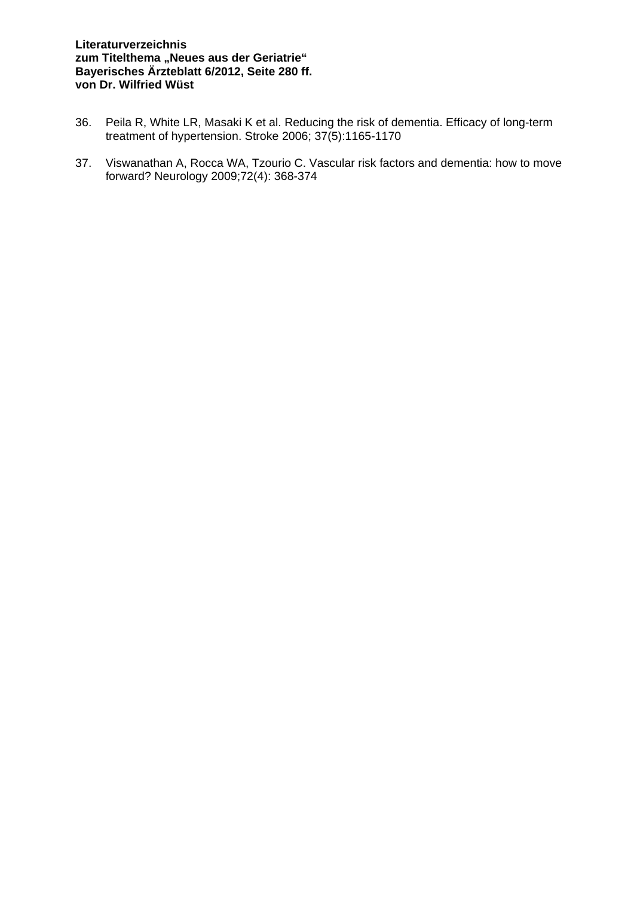**Literaturverzeichnis**
**zum Titelthema „Neues aus der Geriatrie“**
**Bayerisches Ärzteblatt 6/2012, Seite 280 ff.**
**von Dr. Wilfried Wüst**

36. Peila R, White LR, Masaki K et al. Reducing the risk of dementia. Efficacy of long-term treatment of hypertension. Stroke 2006; 37(5):1165-1170

37. Viswanathan A, Rocca WA, Tzourio C. Vascular risk factors and dementia: how to move forward? Neurology 2009;72(4): 368-374